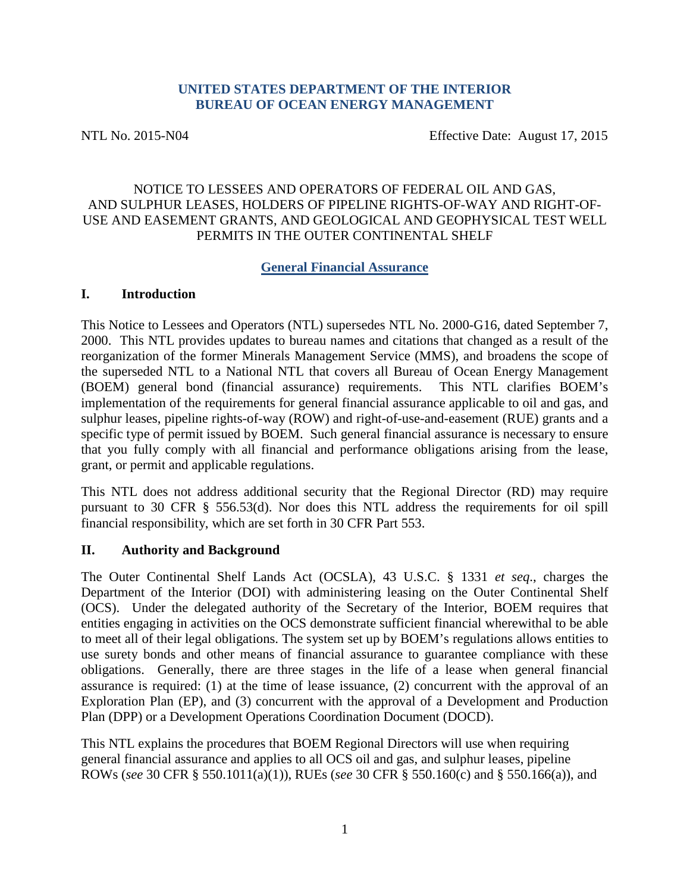**UNITED STATES DEPARTMENT OF THE INTERIOR**
**BUREAU OF OCEAN ENERGY MANAGEMENT**

NTL No. 2015-N04 Effective Date: August 17, 2015

NOTICE TO LESSEES AND OPERATORS OF FEDERAL OIL AND GAS, AND SULPHUR LEASES, HOLDERS OF PIPELINE RIGHTS-OF-WAY AND RIGHT-OF-USE AND EASEMENT GRANTS, AND GEOLOGICAL AND GEOPHYSICAL TEST WELL PERMITS IN THE OUTER CONTINENTAL SHELF

**General Financial Assurance**

## I. Introduction

This Notice to Lessees and Operators (NTL) supersedes NTL No. 2000-G16, dated September 7, 2000. This NTL provides updates to bureau names and citations that changed as a result of the reorganization of the former Minerals Management Service (MMS), and broadens the scope of the superseded NTL to a National NTL that covers all Bureau of Ocean Energy Management (BOEM) general bond (financial assurance) requirements. This NTL clarifies BOEM's implementation of the requirements for general financial assurance applicable to oil and gas, and sulphur leases, pipeline rights-of-way (ROW) and right-of-use-and-easement (RUE) grants and a specific type of permit issued by BOEM. Such general financial assurance is necessary to ensure that you fully comply with all financial and performance obligations arising from the lease, grant, or permit and applicable regulations.

This NTL does not address additional security that the Regional Director (RD) may require pursuant to 30 CFR § 556.53(d). Nor does this NTL address the requirements for oil spill financial responsibility, which are set forth in 30 CFR Part 553.

## II. Authority and Background

The Outer Continental Shelf Lands Act (OCSLA), 43 U.S.C. § 1331 *et seq*., charges the Department of the Interior (DOI) with administering leasing on the Outer Continental Shelf (OCS). Under the delegated authority of the Secretary of the Interior, BOEM requires that entities engaging in activities on the OCS demonstrate sufficient financial wherewithal to be able to meet all of their legal obligations. The system set up by BOEM's regulations allows entities to use surety bonds and other means of financial assurance to guarantee compliance with these obligations. Generally, there are three stages in the life of a lease when general financial assurance is required: (1) at the time of lease issuance, (2) concurrent with the approval of an Exploration Plan (EP), and (3) concurrent with the approval of a Development and Production Plan (DPP) or a Development Operations Coordination Document (DOCD).

This NTL explains the procedures that BOEM Regional Directors will use when requiring general financial assurance and applies to all OCS oil and gas, and sulphur leases, pipeline ROWs (*see* 30 CFR § 550.1011(a)(1)), RUEs (*see* 30 CFR § 550.160(c) and § 550.166(a)), and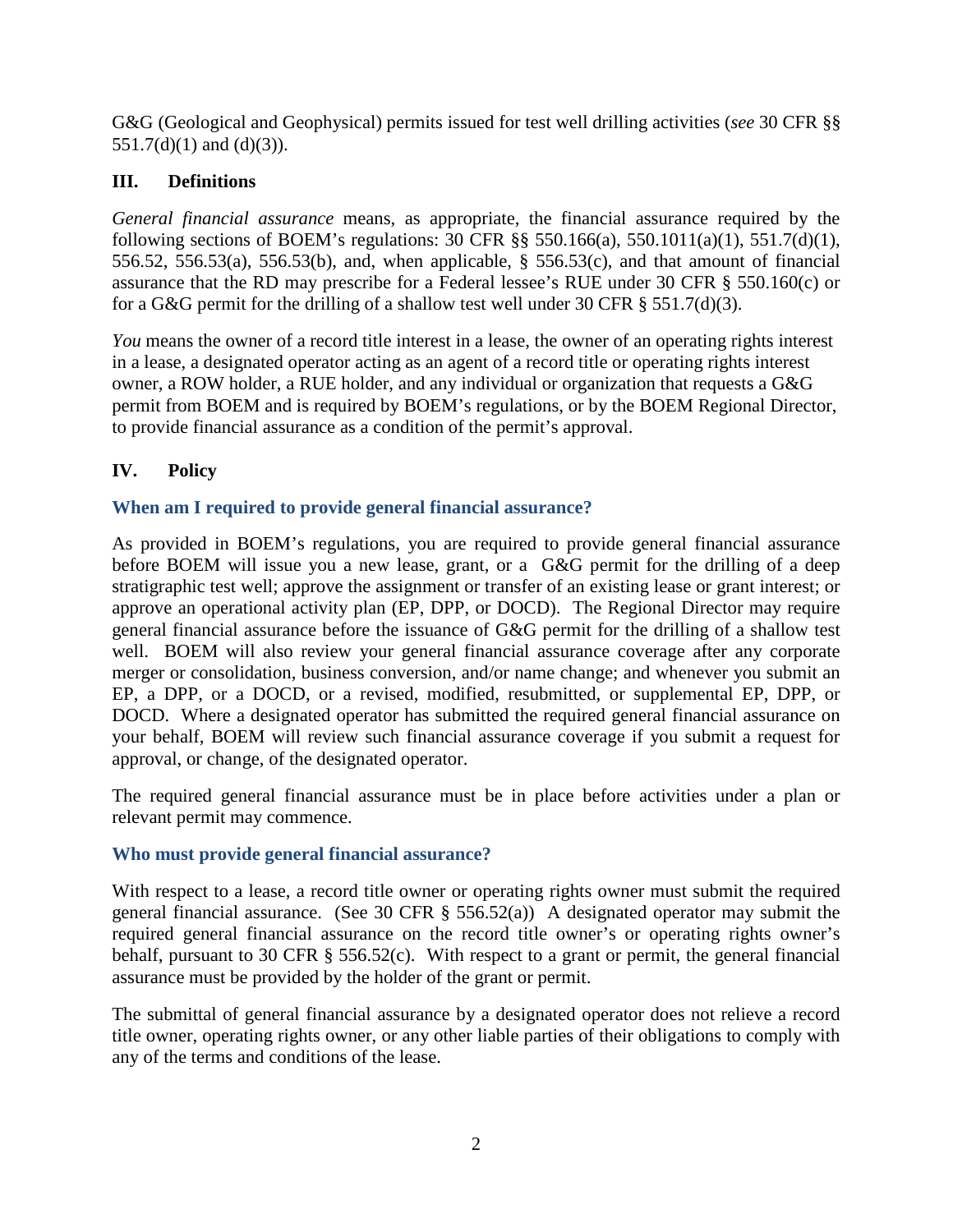G&G (Geological and Geophysical) permits issued for test well drilling activities (*see* 30 CFR §§ 551.7(d)(1) and (d)(3)).

## III. Definitions

*General financial assurance* means, as appropriate, the financial assurance required by the following sections of BOEM's regulations: 30 CFR §§ 550.166(a), 550.1011(a)(1), 551.7(d)(1), 556.52, 556.53(a), 556.53(b), and, when applicable, § 556.53(c), and that amount of financial assurance that the RD may prescribe for a Federal lessee's RUE under 30 CFR § 550.160(c) or for a G&G permit for the drilling of a shallow test well under 30 CFR § 551.7(d)(3).

*You* means the owner of a record title interest in a lease, the owner of an operating rights interest in a lease, a designated operator acting as an agent of a record title or operating rights interest owner, a ROW holder, a RUE holder, and any individual or organization that requests a G&G permit from BOEM and is required by BOEM's regulations, or by the BOEM Regional Director, to provide financial assurance as a condition of the permit's approval.

## IV. Policy

### When am I required to provide general financial assurance?

As provided in BOEM's regulations, you are required to provide general financial assurance before BOEM will issue you a new lease, grant, or a G&G permit for the drilling of a deep stratigraphic test well; approve the assignment or transfer of an existing lease or grant interest; or approve an operational activity plan (EP, DPP, or DOCD). The Regional Director may require general financial assurance before the issuance of G&G permit for the drilling of a shallow test well. BOEM will also review your general financial assurance coverage after any corporate merger or consolidation, business conversion, and/or name change; and whenever you submit an EP, a DPP, or a DOCD, or a revised, modified, resubmitted, or supplemental EP, DPP, or DOCD. Where a designated operator has submitted the required general financial assurance on your behalf, BOEM will review such financial assurance coverage if you submit a request for approval, or change, of the designated operator.

The required general financial assurance must be in place before activities under a plan or relevant permit may commence.

### Who must provide general financial assurance?

With respect to a lease, a record title owner or operating rights owner must submit the required general financial assurance. (See 30 CFR § 556.52(a)) A designated operator may submit the required general financial assurance on the record title owner's or operating rights owner's behalf, pursuant to 30 CFR § 556.52(c). With respect to a grant or permit, the general financial assurance must be provided by the holder of the grant or permit.

The submittal of general financial assurance by a designated operator does not relieve a record title owner, operating rights owner, or any other liable parties of their obligations to comply with any of the terms and conditions of the lease.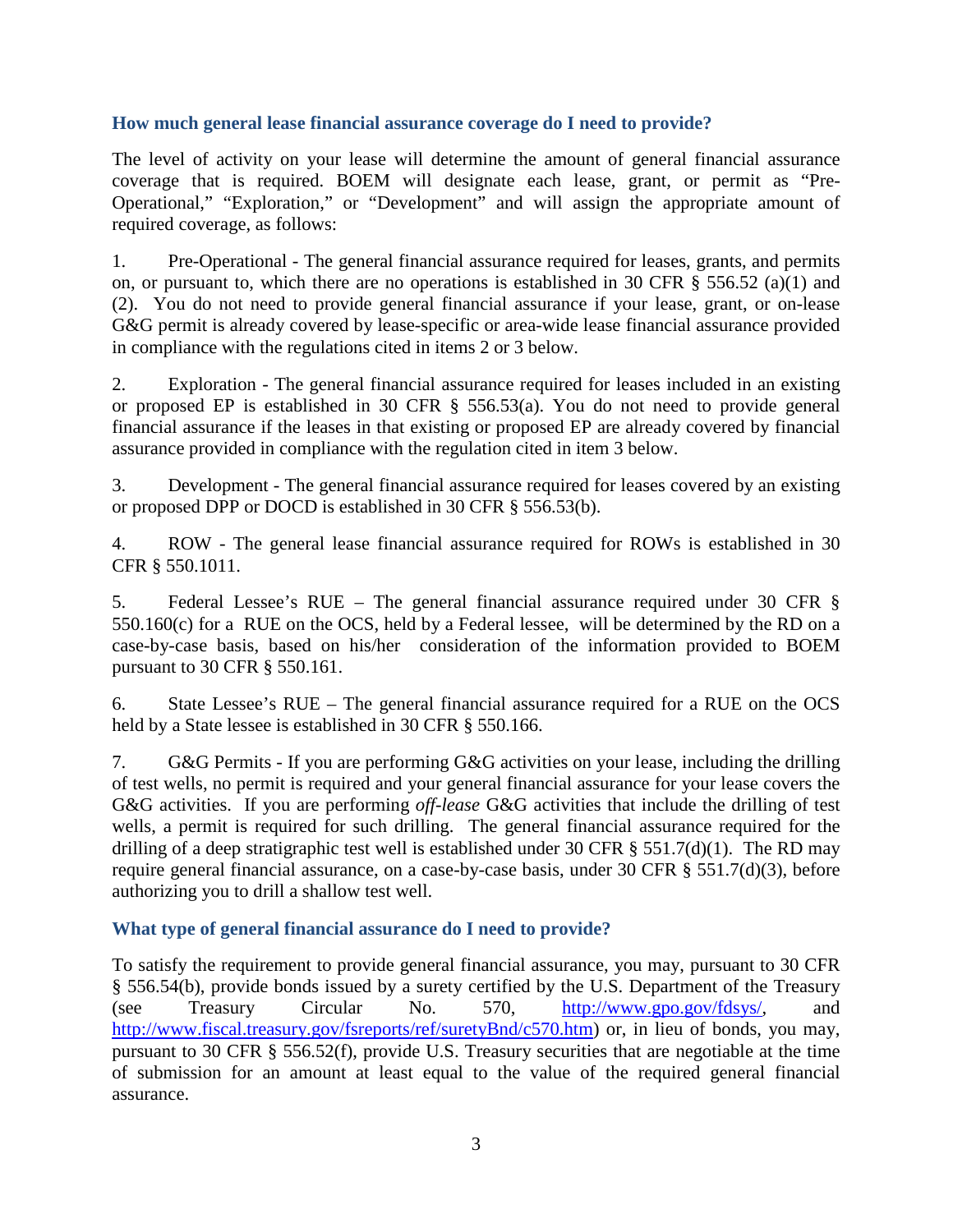### How much general lease financial assurance coverage do I need to provide?

The level of activity on your lease will determine the amount of general financial assurance coverage that is required. BOEM will designate each lease, grant, or permit as "Pre-Operational," "Exploration," or "Development" and will assign the appropriate amount of required coverage, as follows:

1. Pre-Operational - The general financial assurance required for leases, grants, and permits on, or pursuant to, which there are no operations is established in 30 CFR § 556.52 (a)(1) and (2). You do not need to provide general financial assurance if your lease, grant, or on-lease G&G permit is already covered by lease-specific or area-wide lease financial assurance provided in compliance with the regulations cited in items 2 or 3 below.

2. Exploration - The general financial assurance required for leases included in an existing or proposed EP is established in 30 CFR § 556.53(a). You do not need to provide general financial assurance if the leases in that existing or proposed EP are already covered by financial assurance provided in compliance with the regulation cited in item 3 below.

3. Development - The general financial assurance required for leases covered by an existing or proposed DPP or DOCD is established in 30 CFR § 556.53(b).

4. ROW - The general lease financial assurance required for ROWs is established in 30 CFR § 550.1011.

5. Federal Lessee's RUE – The general financial assurance required under 30 CFR § 550.160(c) for a RUE on the OCS, held by a Federal lessee, will be determined by the RD on a case-by-case basis, based on his/her consideration of the information provided to BOEM pursuant to 30 CFR § 550.161.

6. State Lessee's RUE – The general financial assurance required for a RUE on the OCS held by a State lessee is established in 30 CFR § 550.166.

7. G&G Permits - If you are performing G&G activities on your lease, including the drilling of test wells, no permit is required and your general financial assurance for your lease covers the G&G activities. If you are performing *off-lease* G&G activities that include the drilling of test wells, a permit is required for such drilling. The general financial assurance required for the drilling of a deep stratigraphic test well is established under 30 CFR § 551.7(d)(1). The RD may require general financial assurance, on a case-by-case basis, under 30 CFR § 551.7(d)(3), before authorizing you to drill a shallow test well.

### What type of general financial assurance do I need to provide?

To satisfy the requirement to provide general financial assurance, you may, pursuant to 30 CFR § 556.54(b), provide bonds issued by a surety certified by the U.S. Department of the Treasury (see Treasury Circular No. 570, [http://www.gpo.gov/fdsys/](http://www.gpo.gov/fdsys/), and [http://www.fiscal.treasury.gov/fsreports/ref/suretyBnd/c570.htm](http://www.fiscal.treasury.gov/fsreports/ref/suretyBnd/c570.htm)) or, in lieu of bonds, you may, pursuant to 30 CFR § 556.52(f), provide U.S. Treasury securities that are negotiable at the time of submission for an amount at least equal to the value of the required general financial assurance.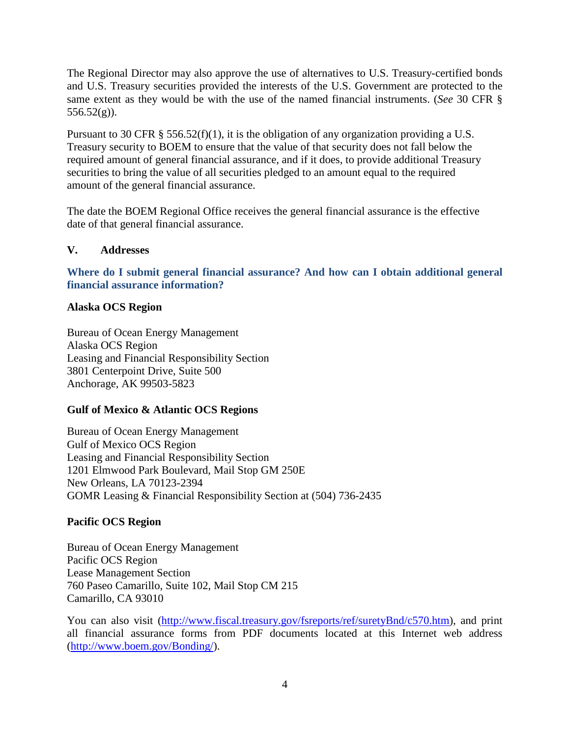The Regional Director may also approve the use of alternatives to U.S. Treasury-certified bonds and U.S. Treasury securities provided the interests of the U.S. Government are protected to the same extent as they would be with the use of the named financial instruments. (*See* 30 CFR § 556.52(g)).

Pursuant to 30 CFR § 556.52(f)(1), it is the obligation of any organization providing a U.S. Treasury security to BOEM to ensure that the value of that security does not fall below the required amount of general financial assurance, and if it does, to provide additional Treasury securities to bring the value of all securities pledged to an amount equal to the required amount of the general financial assurance.

The date the BOEM Regional Office receives the general financial assurance is the effective date of that general financial assurance.

## V. Addresses

### Where do I submit general financial assurance? And how can I obtain additional general financial assurance information?

**Alaska OCS Region**

Bureau of Ocean Energy Management
Alaska OCS Region
Leasing and Financial Responsibility Section
3801 Centerpoint Drive, Suite 500
Anchorage, AK 99503-5823

**Gulf of Mexico & Atlantic OCS Regions**

Bureau of Ocean Energy Management
Gulf of Mexico OCS Region
Leasing and Financial Responsibility Section
1201 Elmwood Park Boulevard, Mail Stop GM 250E
New Orleans, LA 70123-2394
GOMR Leasing & Financial Responsibility Section at (504) 736-2435

**Pacific OCS Region**

Bureau of Ocean Energy Management
Pacific OCS Region
Lease Management Section
760 Paseo Camarillo, Suite 102, Mail Stop CM 215
Camarillo, CA 93010

You can also visit (http://www.fiscal.treasury.gov/fsreports/ref/suretyBnd/c570.htm), and print all financial assurance forms from PDF documents located at this Internet web address (http://www.boem.gov/Bonding/).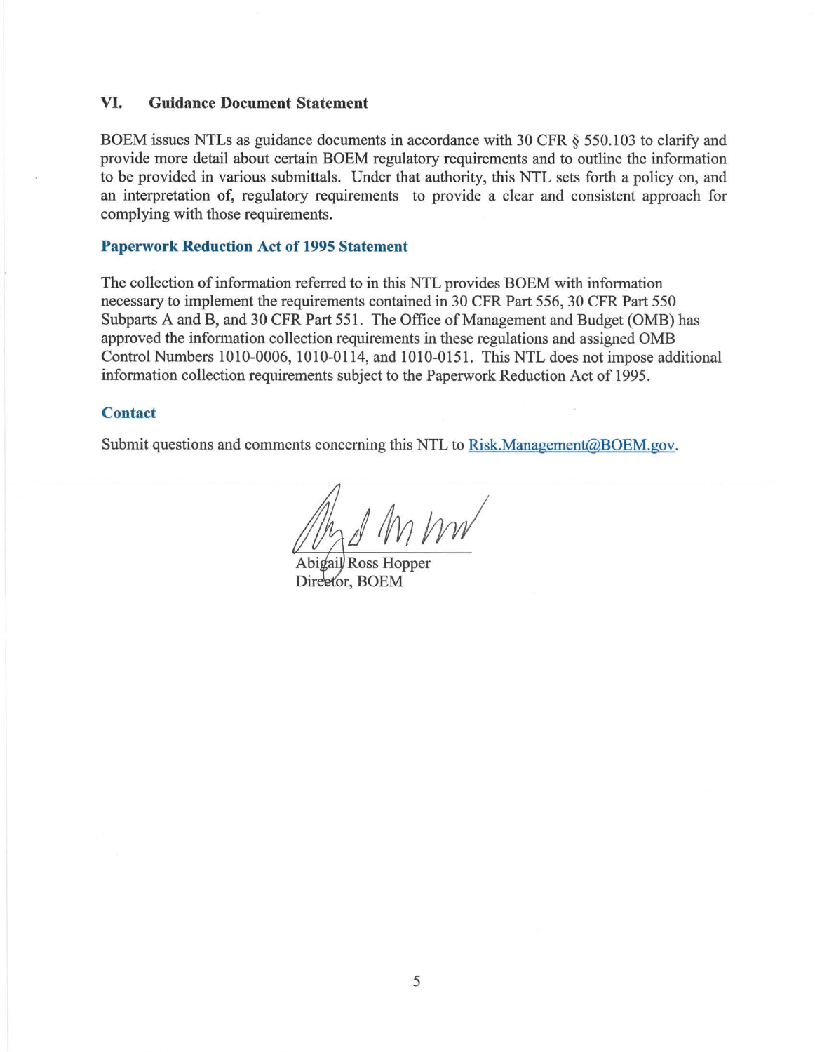## VI. Guidance Document Statement

BOEM issues NTLs as guidance documents in accordance with 30 CFR § 550.103 to clarify and provide more detail about certain BOEM regulatory requirements and to outline the information to be provided in various submittals. Under that authority, this NTL sets forth a policy on, and an interpretation of, regulatory requirements to provide a clear and consistent approach for complying with those requirements.

### Paperwork Reduction Act of 1995 Statement

The collection of information referred to in this NTL provides BOEM with information necessary to implement the requirements contained in 30 CFR Part 556, 30 CFR Part 550 Subparts A and B, and 30 CFR Part 551. The Office of Management and Budget (OMB) has approved the information collection requirements in these regulations and assigned OMB Control Numbers 1010-0006, 1010-0114, and 1010-0151. This NTL does not impose additional information collection requirements subject to the Paperwork Reduction Act of 1995.

### Contact

Submit questions and comments concerning this NTL to Risk.Management@BOEM.gov.

Abigail Ross Hopper
Director, BOEM